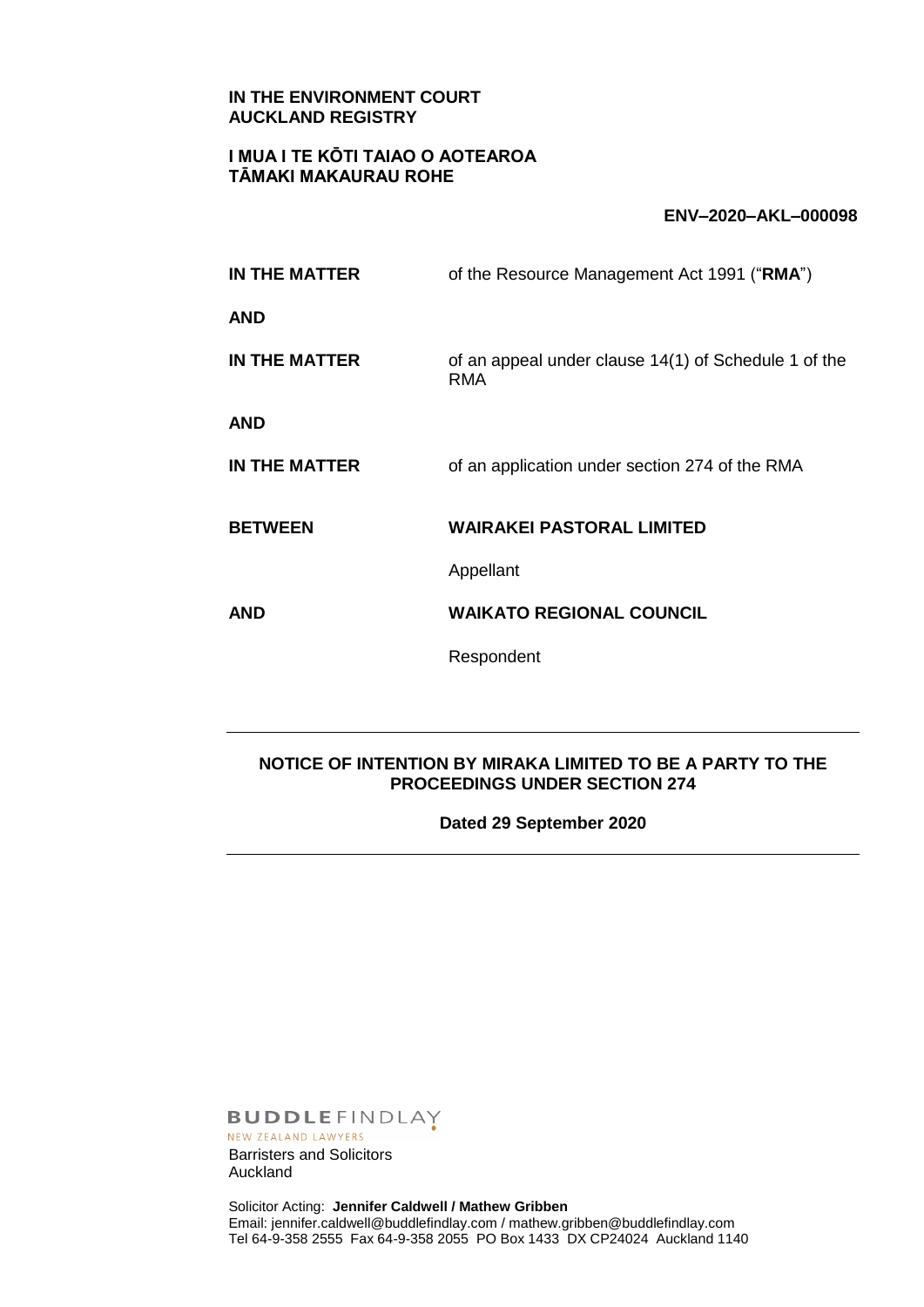**IN THE ENVIRONMENT COURT**
**AUCKLAND REGISTRY**

**I MUA I TE KŌTI TAIAO O AOTEAROA**
**TĀMAKI MAKAURAU ROHE**

**ENV–2020–AKL–000098**

| | |
|---|---|
| **IN THE MATTER** | of the Resource Management Act 1991 ("**RMA**") |
| **AND** | |
| **IN THE MATTER** | of an appeal under clause 14(1) of Schedule 1 of the RMA |
| **AND** | |
| **IN THE MATTER** | of an application under section 274 of the RMA |
| **BETWEEN** | **WAIRAKEI PASTORAL LIMITED** |
| | Appellant |
| **AND** | **WAIKATO REGIONAL COUNCIL** |
| | Respondent |

---

**NOTICE OF INTENTION BY MIRAKA LIMITED TO BE A PARTY TO THE PROCEEDINGS UNDER SECTION 274**

**Dated 29 September 2020**

---

BUDDLEFINDLAY
NEW ZEALAND LAWYERS
Barristers and Solicitors
Auckland

Solicitor Acting: **Jennifer Caldwell / Mathew Gribben**
Email: jennifer.caldwell@buddlefindlay.com / mathew.gribben@buddlefindlay.com
Tel 64-9-358 2555 Fax 64-9-358 2055 PO Box 1433 DX CP24024 Auckland 1140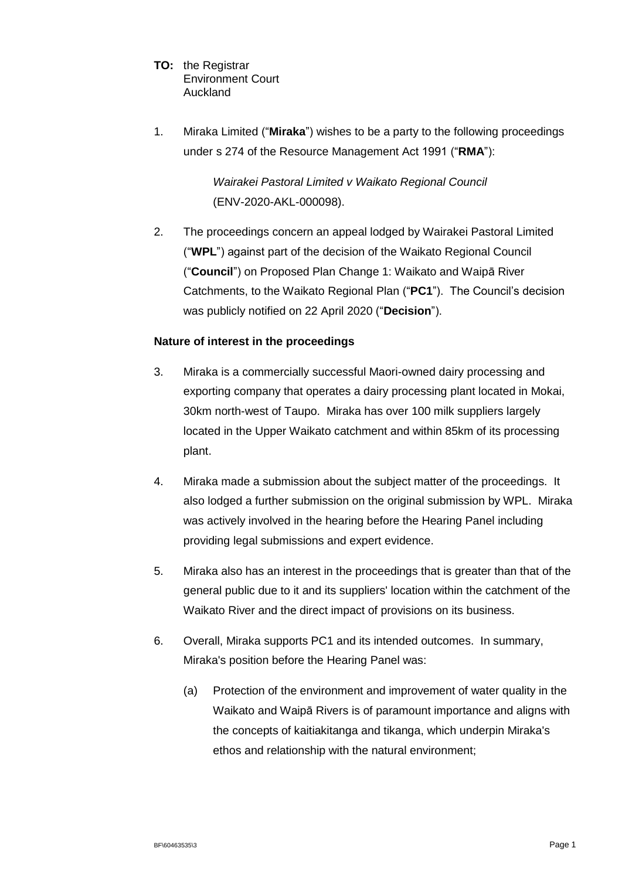**TO:** the Registrar
Environment Court
Auckland

1. Miraka Limited ("**Miraka**") wishes to be a party to the following proceedings under s 274 of the Resource Management Act 1991 ("**RMA**"):

   *Wairakei Pastoral Limited v Waikato Regional Council* (ENV-2020-AKL-000098).

2. The proceedings concern an appeal lodged by Wairakei Pastoral Limited ("**WPL**") against part of the decision of the Waikato Regional Council ("**Council**") on Proposed Plan Change 1: Waikato and Waipā River Catchments, to the Waikato Regional Plan ("**PC1**"). The Council's decision was publicly notified on 22 April 2020 ("**Decision**").

**Nature of interest in the proceedings**

3. Miraka is a commercially successful Maori-owned dairy processing and exporting company that operates a dairy processing plant located in Mokai, 30km north-west of Taupo. Miraka has over 100 milk suppliers largely located in the Upper Waikato catchment and within 85km of its processing plant.

4. Miraka made a submission about the subject matter of the proceedings. It also lodged a further submission on the original submission by WPL. Miraka was actively involved in the hearing before the Hearing Panel including providing legal submissions and expert evidence.

5. Miraka also has an interest in the proceedings that is greater than that of the general public due to it and its suppliers' location within the catchment of the Waikato River and the direct impact of provisions on its business.

6. Overall, Miraka supports PC1 and its intended outcomes. In summary, Miraka's position before the Hearing Panel was:

   (a) Protection of the environment and improvement of water quality in the Waikato and Waipā Rivers is of paramount importance and aligns with the concepts of kaitiakitanga and tikanga, which underpin Miraka's ethos and relationship with the natural environment;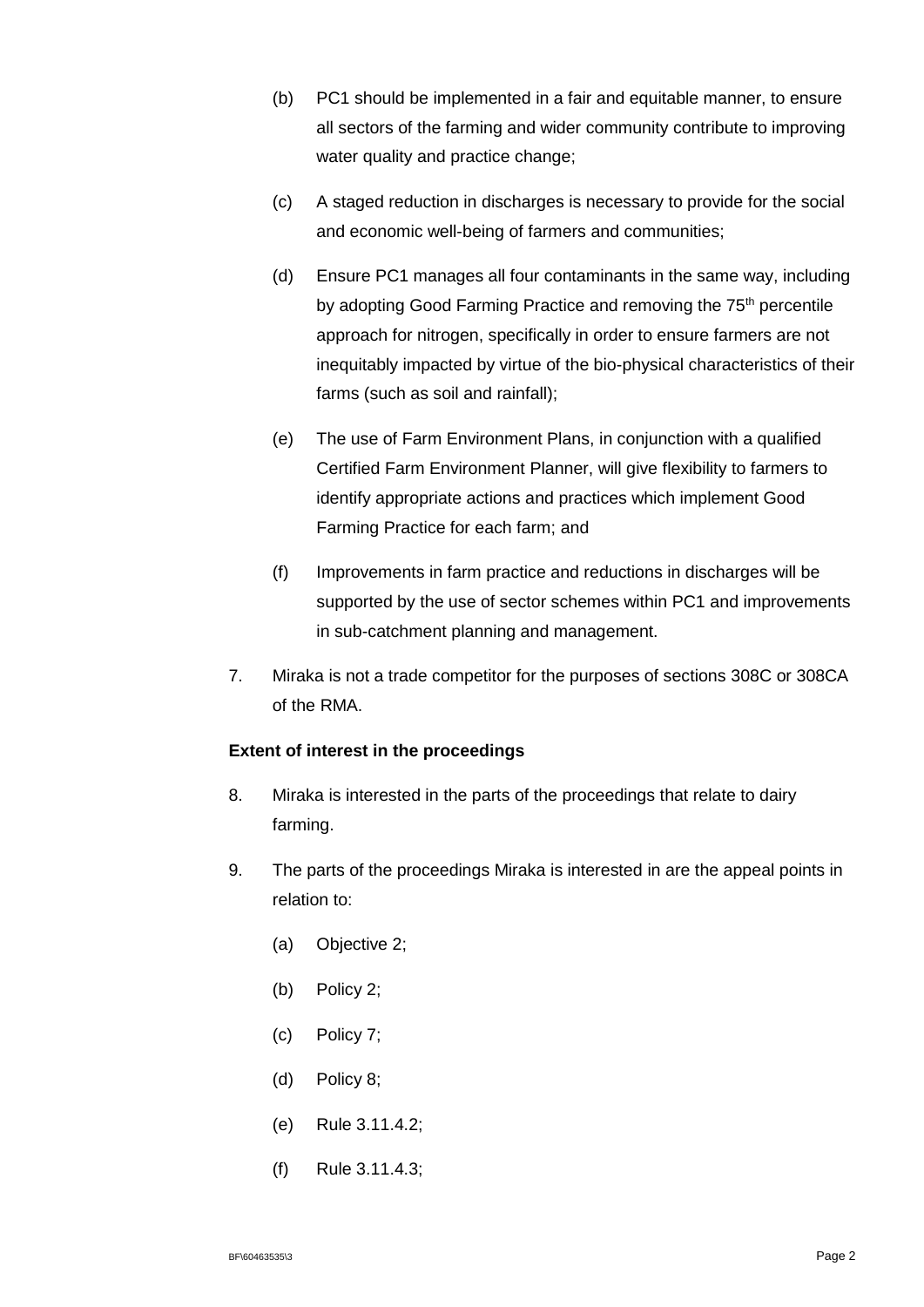(b) PC1 should be implemented in a fair and equitable manner, to ensure all sectors of the farming and wider community contribute to improving water quality and practice change;

(c) A staged reduction in discharges is necessary to provide for the social and economic well-being of farmers and communities;

(d) Ensure PC1 manages all four contaminants in the same way, including by adopting Good Farming Practice and removing the 75th percentile approach for nitrogen, specifically in order to ensure farmers are not inequitably impacted by virtue of the bio-physical characteristics of their farms (such as soil and rainfall);

(e) The use of Farm Environment Plans, in conjunction with a qualified Certified Farm Environment Planner, will give flexibility to farmers to identify appropriate actions and practices which implement Good Farming Practice for each farm; and

(f) Improvements in farm practice and reductions in discharges will be supported by the use of sector schemes within PC1 and improvements in sub-catchment planning and management.

7. Miraka is not a trade competitor for the purposes of sections 308C or 308CA of the RMA.

**Extent of interest in the proceedings**

8. Miraka is interested in the parts of the proceedings that relate to dairy farming.

9. The parts of the proceedings Miraka is interested in are the appeal points in relation to:

(a) Objective 2;

(b) Policy 2;

(c) Policy 7;

(d) Policy 8;

(e) Rule 3.11.4.2;

(f) Rule 3.11.4.3;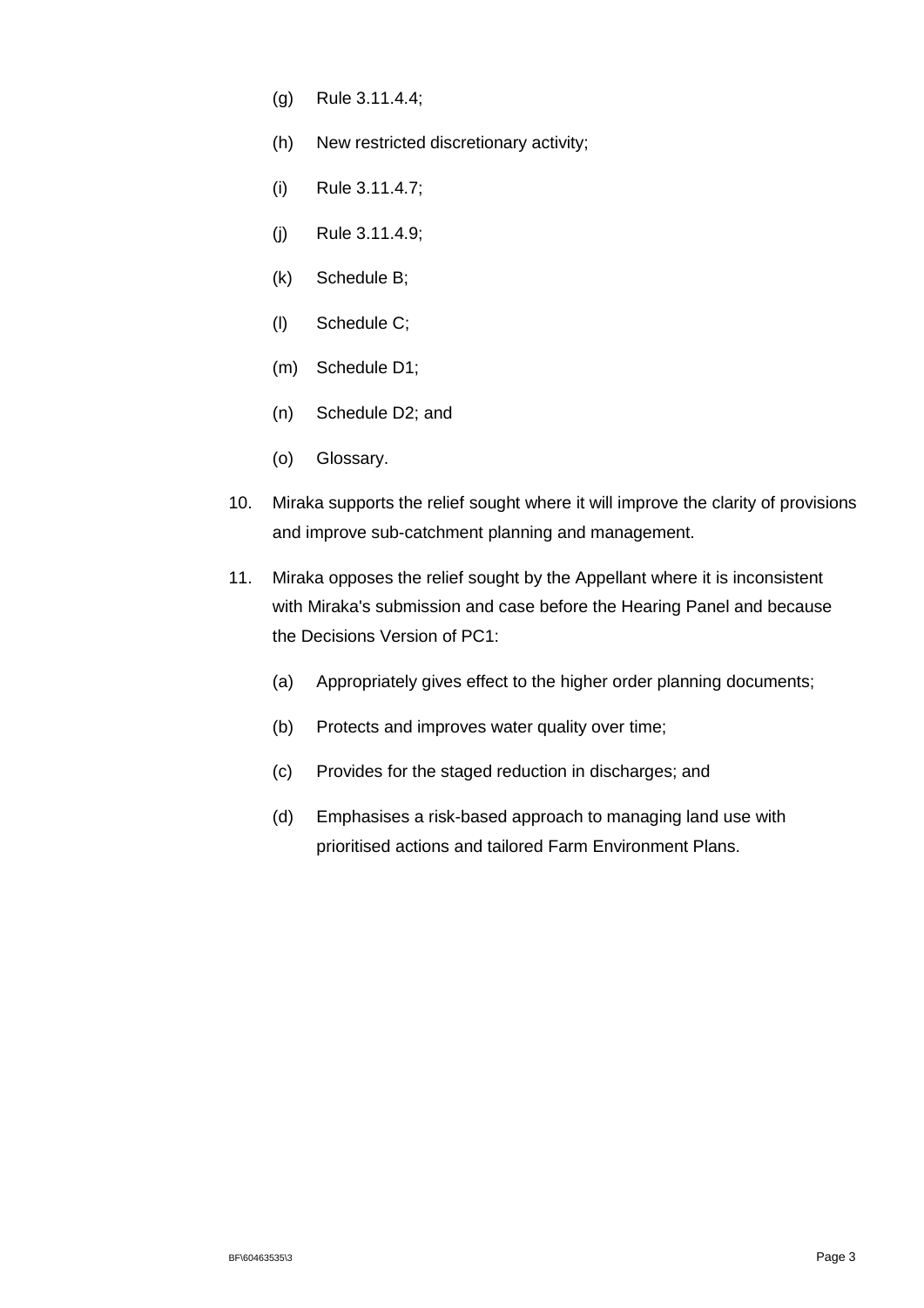(g) Rule 3.11.4.4;

(h) New restricted discretionary activity;

(i) Rule 3.11.4.7;

(j) Rule 3.11.4.9;

(k) Schedule B;

(l) Schedule C;

(m) Schedule D1;

(n) Schedule D2; and

(o) Glossary.

10. Miraka supports the relief sought where it will improve the clarity of provisions and improve sub-catchment planning and management.

11. Miraka opposes the relief sought by the Appellant where it is inconsistent with Miraka's submission and case before the Hearing Panel and because the Decisions Version of PC1:

    (a) Appropriately gives effect to the higher order planning documents;

    (b) Protects and improves water quality over time;

    (c) Provides for the staged reduction in discharges; and

    (d) Emphasises a risk-based approach to managing land use with prioritised actions and tailored Farm Environment Plans.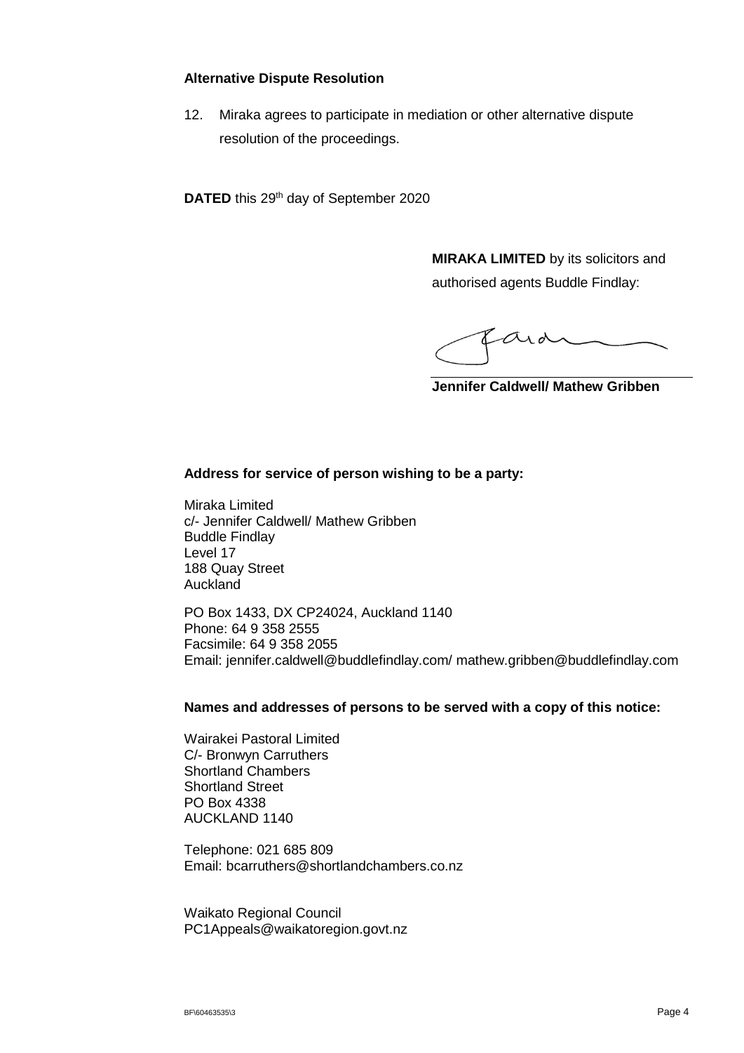**Alternative Dispute Resolution**

12. Miraka agrees to participate in mediation or other alternative dispute resolution of the proceedings.

**DATED** this 29th day of September 2020

**MIRAKA LIMITED** by its solicitors and authorised agents Buddle Findlay:

**Jennifer Caldwell/ Mathew Gribben**

**Address for service of person wishing to be a party:**

Miraka Limited
c/- Jennifer Caldwell/ Mathew Gribben
Buddle Findlay
Level 17
188 Quay Street
Auckland

PO Box 1433, DX CP24024, Auckland 1140
Phone: 64 9 358 2555
Facsimile: 64 9 358 2055
Email: jennifer.caldwell@buddlefindlay.com/ mathew.gribben@buddlefindlay.com

**Names and addresses of persons to be served with a copy of this notice:**

Wairakei Pastoral Limited
C/- Bronwyn Carruthers
Shortland Chambers
Shortland Street
PO Box 4338
AUCKLAND 1140

Telephone: 021 685 809
Email: bcarruthers@shortlandchambers.co.nz

Waikato Regional Council
PC1Appeals@waikatoregion.govt.nz

BF\60463535\3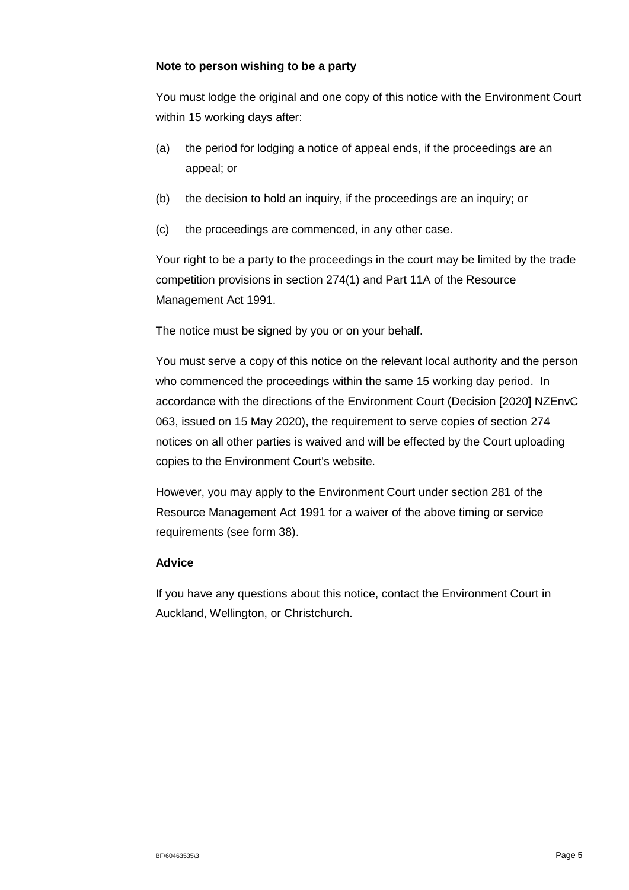**Note to person wishing to be a party**

You must lodge the original and one copy of this notice with the Environment Court within 15 working days after:

(a) the period for lodging a notice of appeal ends, if the proceedings are an appeal; or

(b) the decision to hold an inquiry, if the proceedings are an inquiry; or

(c) the proceedings are commenced, in any other case.

Your right to be a party to the proceedings in the court may be limited by the trade competition provisions in section 274(1) and Part 11A of the Resource Management Act 1991.

The notice must be signed by you or on your behalf.

You must serve a copy of this notice on the relevant local authority and the person who commenced the proceedings within the same 15 working day period. In accordance with the directions of the Environment Court (Decision [2020] NZEnvC 063, issued on 15 May 2020), the requirement to serve copies of section 274 notices on all other parties is waived and will be effected by the Court uploading copies to the Environment Court's website.

However, you may apply to the Environment Court under section 281 of the Resource Management Act 1991 for a waiver of the above timing or service requirements (see form 38).

**Advice**

If you have any questions about this notice, contact the Environment Court in Auckland, Wellington, or Christchurch.